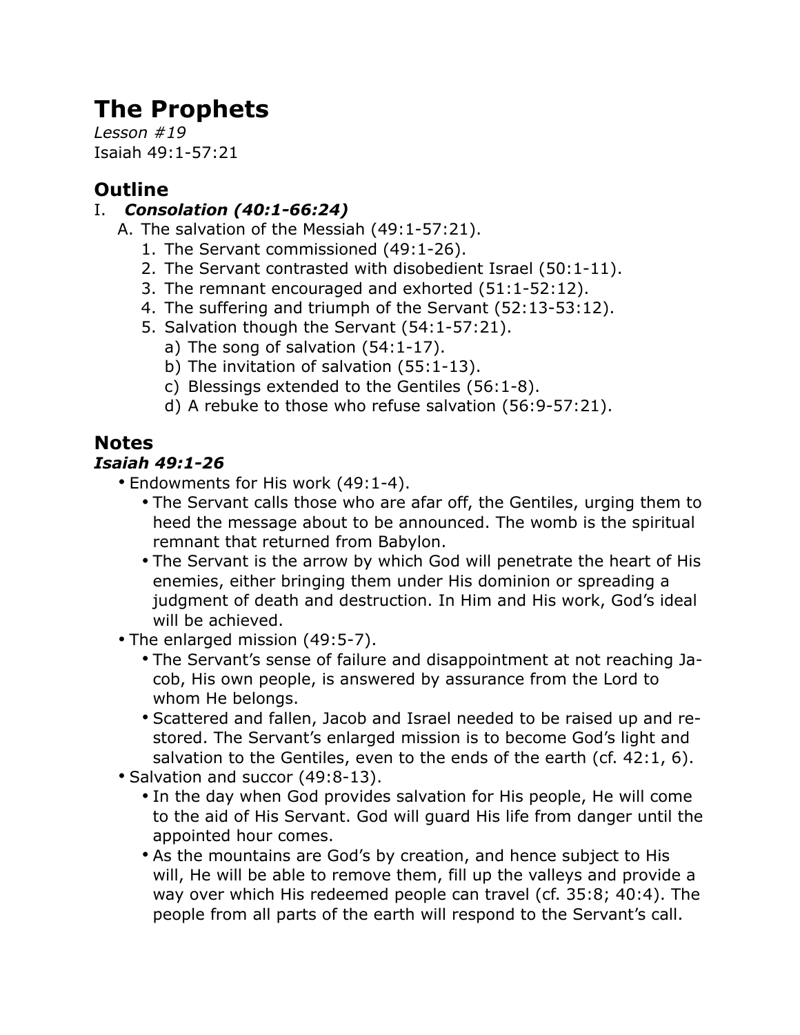# The Prophets

*Lesson #19*
Isaiah 49:1-57:21

## Outline

I. ***Consolation (40:1-66:24)***
   A. The salvation of the Messiah (49:1-57:21).
      1. The Servant commissioned (49:1-26).
      2. The Servant contrasted with disobedient Israel (50:1-11).
      3. The remnant encouraged and exhorted (51:1-52:12).
      4. The suffering and triumph of the Servant (52:13-53:12).
      5. Salvation though the Servant (54:1-57:21).
         a) The song of salvation (54:1-17).
         b) The invitation of salvation (55:1-13).
         c) Blessings extended to the Gentiles (56:1-8).
         d) A rebuke to those who refuse salvation (56:9-57:21).

## Notes

### *Isaiah 49:1-26*

- Endowments for His work (49:1-4).
  - The Servant calls those who are afar off, the Gentiles, urging them to heed the message about to be announced. The womb is the spiritual remnant that returned from Babylon.
  - The Servant is the arrow by which God will penetrate the heart of His enemies, either bringing them under His dominion or spreading a judgment of death and destruction. In Him and His work, God's ideal will be achieved.
- The enlarged mission (49:5-7).
  - The Servant's sense of failure and disappointment at not reaching Jacob, His own people, is answered by assurance from the Lord to whom He belongs.
  - Scattered and fallen, Jacob and Israel needed to be raised up and restored. The Servant's enlarged mission is to become God's light and salvation to the Gentiles, even to the ends of the earth (cf. 42:1, 6).
- Salvation and succor (49:8-13).
  - In the day when God provides salvation for His people, He will come to the aid of His Servant. God will guard His life from danger until the appointed hour comes.
  - As the mountains are God's by creation, and hence subject to His will, He will be able to remove them, fill up the valleys and provide a way over which His redeemed people can travel (cf. 35:8; 40:4). The people from all parts of the earth will respond to the Servant's call.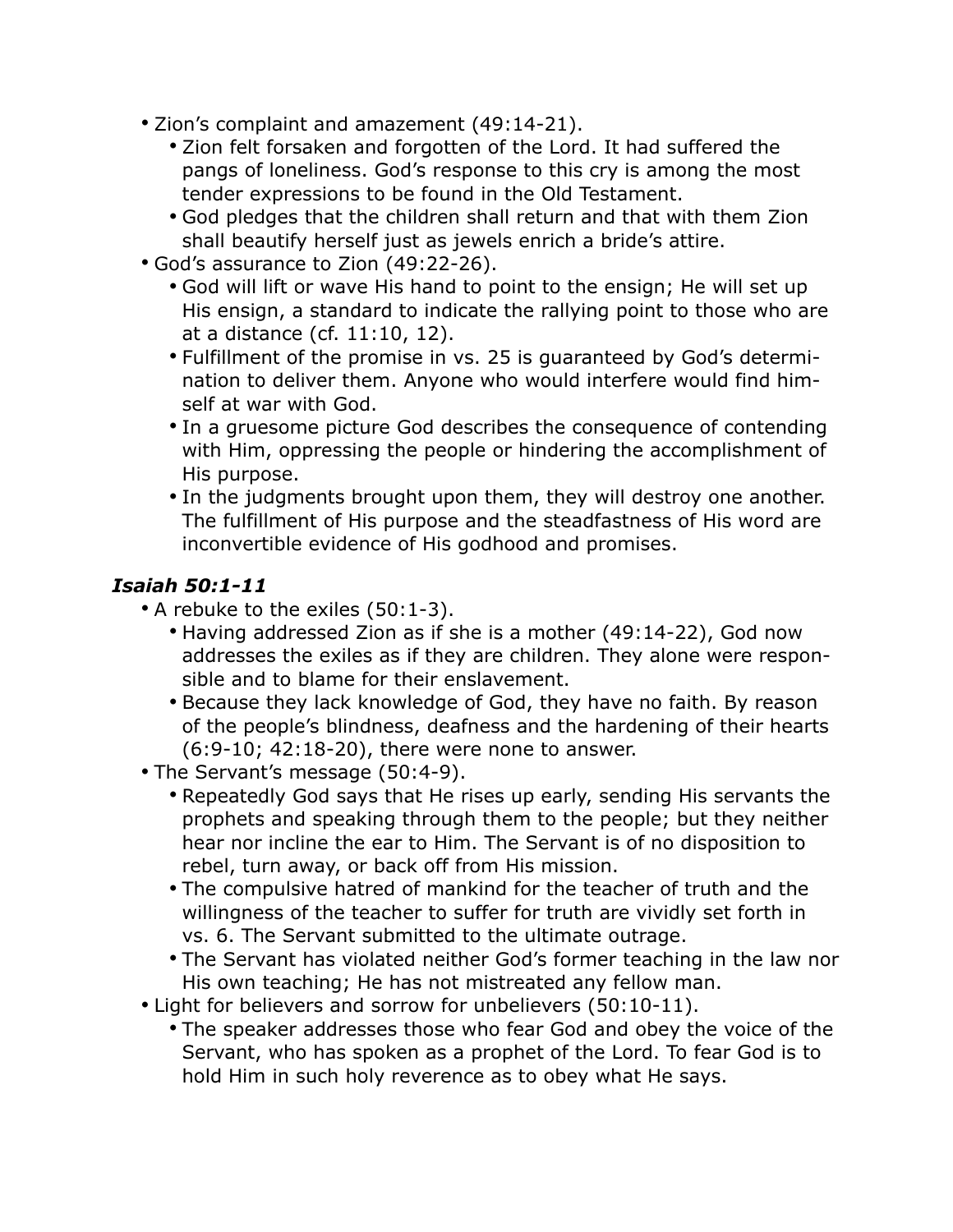- Zion's complaint and amazement (49:14-21).
    - Zion felt forsaken and forgotten of the Lord. It had suffered the pangs of loneliness. God's response to this cry is among the most tender expressions to be found in the Old Testament.
    - God pledges that the children shall return and that with them Zion shall beautify herself just as jewels enrich a bride's attire.
- God's assurance to Zion (49:22-26).
    - God will lift or wave His hand to point to the ensign; He will set up His ensign, a standard to indicate the rallying point to those who are at a distance (cf. 11:10, 12).
    - Fulfillment of the promise in vs. 25 is guaranteed by God's determination to deliver them. Anyone who would interfere would find himself at war with God.
    - In a gruesome picture God describes the consequence of contending with Him, oppressing the people or hindering the accomplishment of His purpose.
    - In the judgments brought upon them, they will destroy one another. The fulfillment of His purpose and the steadfastness of His word are inconvertible evidence of His godhood and promises.

### *Isaiah 50:1-11*

- A rebuke to the exiles (50:1-3).
    - Having addressed Zion as if she is a mother (49:14-22), God now addresses the exiles as if they are children. They alone were responsible and to blame for their enslavement.
    - Because they lack knowledge of God, they have no faith. By reason of the people's blindness, deafness and the hardening of their hearts (6:9-10; 42:18-20), there were none to answer.
- The Servant's message (50:4-9).
    - Repeatedly God says that He rises up early, sending His servants the prophets and speaking through them to the people; but they neither hear nor incline the ear to Him. The Servant is of no disposition to rebel, turn away, or back off from His mission.
    - The compulsive hatred of mankind for the teacher of truth and the willingness of the teacher to suffer for truth are vividly set forth in vs. 6. The Servant submitted to the ultimate outrage.
    - The Servant has violated neither God's former teaching in the law nor His own teaching; He has not mistreated any fellow man.
- Light for believers and sorrow for unbelievers (50:10-11).
    - The speaker addresses those who fear God and obey the voice of the Servant, who has spoken as a prophet of the Lord. To fear God is to hold Him in such holy reverence as to obey what He says.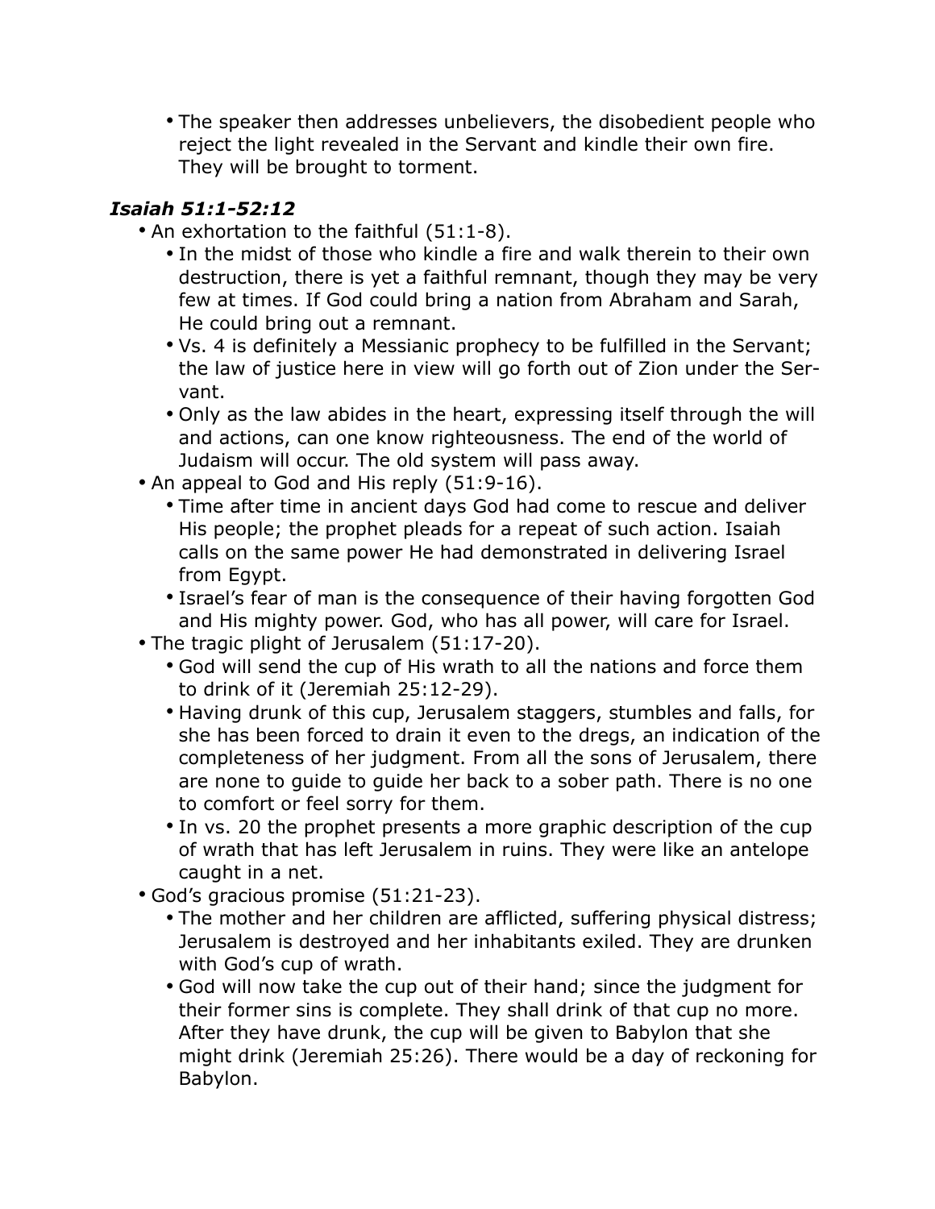- The speaker then addresses unbelievers, the disobedient people who reject the light revealed in the Servant and kindle their own fire. They will be brought to torment.

### ***Isaiah 51:1-52:12***

- An exhortation to the faithful (51:1-8).
  - In the midst of those who kindle a fire and walk therein to their own destruction, there is yet a faithful remnant, though they may be very few at times. If God could bring a nation from Abraham and Sarah, He could bring out a remnant.
  - Vs. 4 is definitely a Messianic prophecy to be fulfilled in the Servant; the law of justice here in view will go forth out of Zion under the Servant.
  - Only as the law abides in the heart, expressing itself through the will and actions, can one know righteousness. The end of the world of Judaism will occur. The old system will pass away.
- An appeal to God and His reply (51:9-16).
  - Time after time in ancient days God had come to rescue and deliver His people; the prophet pleads for a repeat of such action. Isaiah calls on the same power He had demonstrated in delivering Israel from Egypt.
  - Israel's fear of man is the consequence of their having forgotten God and His mighty power. God, who has all power, will care for Israel.
- The tragic plight of Jerusalem (51:17-20).
  - God will send the cup of His wrath to all the nations and force them to drink of it (Jeremiah 25:12-29).
  - Having drunk of this cup, Jerusalem staggers, stumbles and falls, for she has been forced to drain it even to the dregs, an indication of the completeness of her judgment. From all the sons of Jerusalem, there are none to guide to guide her back to a sober path. There is no one to comfort or feel sorry for them.
  - In vs. 20 the prophet presents a more graphic description of the cup of wrath that has left Jerusalem in ruins. They were like an antelope caught in a net.
- God's gracious promise (51:21-23).
  - The mother and her children are afflicted, suffering physical distress; Jerusalem is destroyed and her inhabitants exiled. They are drunken with God's cup of wrath.
  - God will now take the cup out of their hand; since the judgment for their former sins is complete. They shall drink of that cup no more. After they have drunk, the cup will be given to Babylon that she might drink (Jeremiah 25:26). There would be a day of reckoning for Babylon.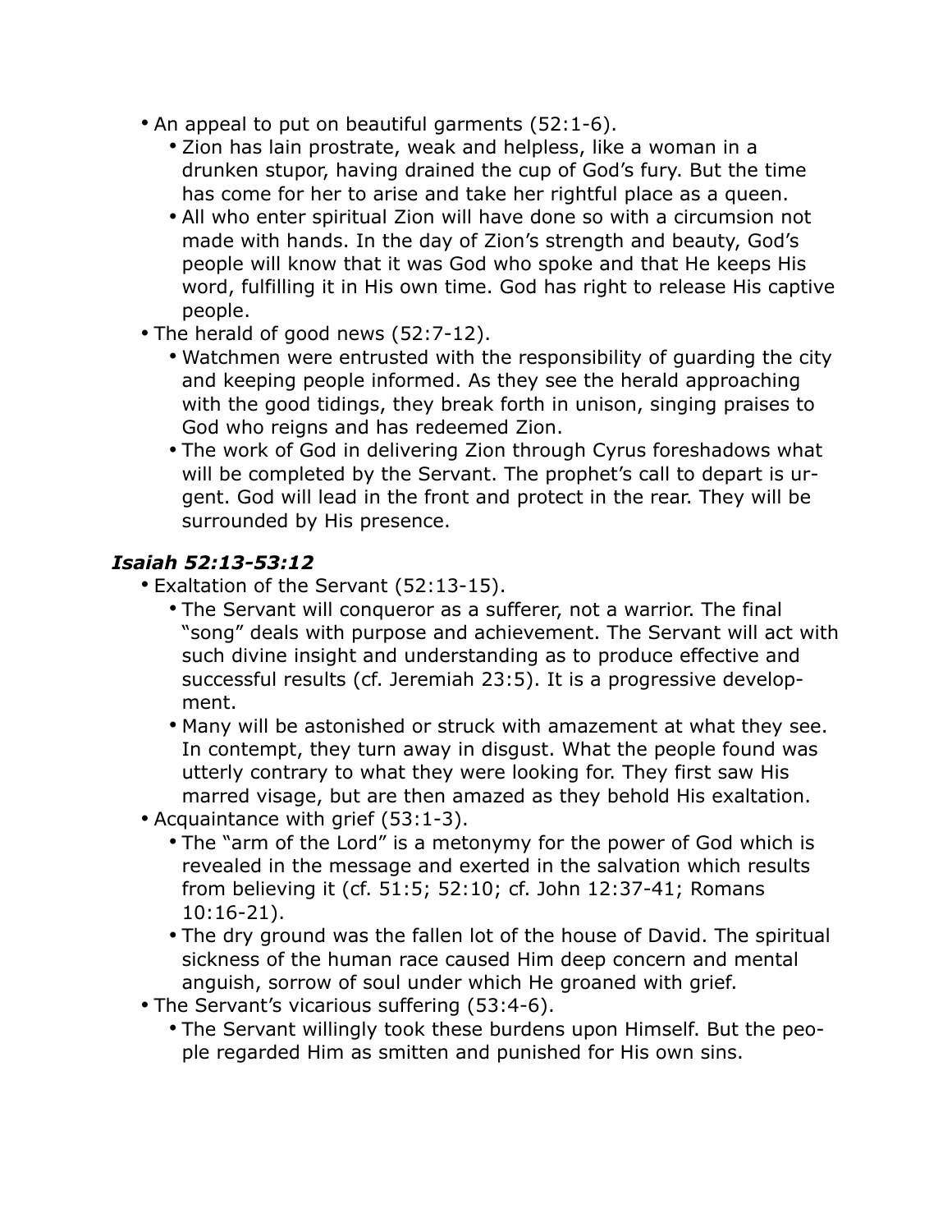- An appeal to put on beautiful garments (52:1-6).
    - Zion has lain prostrate, weak and helpless, like a woman in a drunken stupor, having drained the cup of God's fury. But the time has come for her to arise and take her rightful place as a queen.
    - All who enter spiritual Zion will have done so with a circumsion not made with hands. In the day of Zion's strength and beauty, God's people will know that it was God who spoke and that He keeps His word, fulfilling it in His own time. God has right to release His captive people.
- The herald of good news (52:7-12).
    - Watchmen were entrusted with the responsibility of guarding the city and keeping people informed. As they see the herald approaching with the good tidings, they break forth in unison, singing praises to God who reigns and has redeemed Zion.
    - The work of God in delivering Zion through Cyrus foreshadows what will be completed by the Servant. The prophet's call to depart is urgent. God will lead in the front and protect in the rear. They will be surrounded by His presence.

### *Isaiah 52:13-53:12*

- Exaltation of the Servant (52:13-15).
    - The Servant will conqueror as a sufferer, not a warrior. The final "song" deals with purpose and achievement. The Servant will act with such divine insight and understanding as to produce effective and successful results (cf. Jeremiah 23:5). It is a progressive development.
    - Many will be astonished or struck with amazement at what they see. In contempt, they turn away in disgust. What the people found was utterly contrary to what they were looking for. They first saw His marred visage, but are then amazed as they behold His exaltation.
- Acquaintance with grief (53:1-3).
    - The "arm of the Lord" is a metonymy for the power of God which is revealed in the message and exerted in the salvation which results from believing it (cf. 51:5; 52:10; cf. John 12:37-41; Romans 10:16-21).
    - The dry ground was the fallen lot of the house of David. The spiritual sickness of the human race caused Him deep concern and mental anguish, sorrow of soul under which He groaned with grief.
- The Servant's vicarious suffering (53:4-6).
    - The Servant willingly took these burdens upon Himself. But the people regarded Him as smitten and punished for His own sins.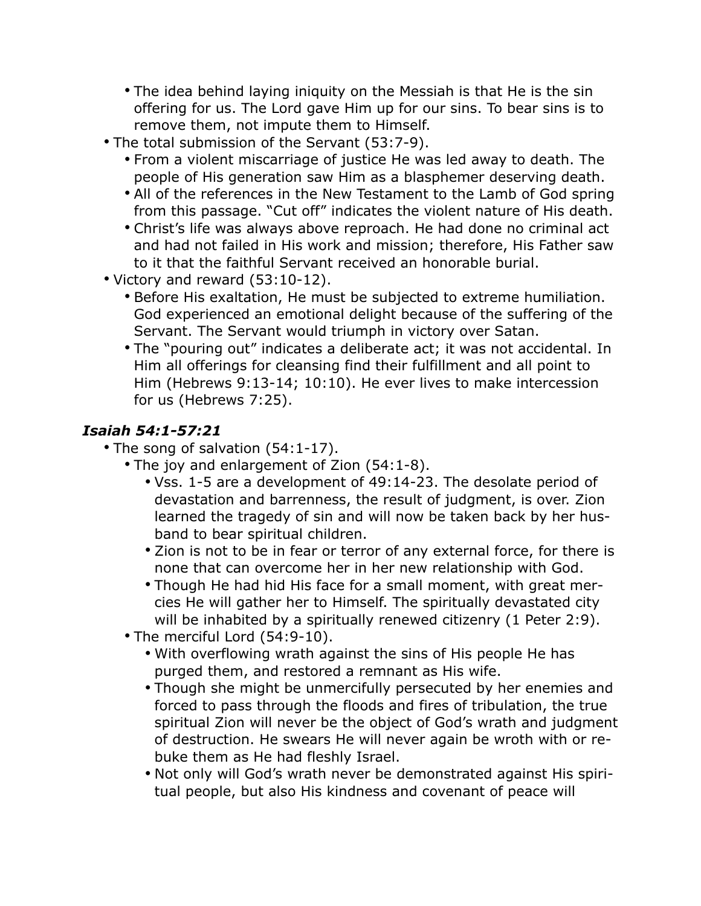- The idea behind laying iniquity on the Messiah is that He is the sin offering for us. The Lord gave Him up for our sins. To bear sins is to remove them, not impute them to Himself.
- The total submission of the Servant (53:7-9).
  - From a violent miscarriage of justice He was led away to death. The people of His generation saw Him as a blasphemer deserving death.
  - All of the references in the New Testament to the Lamb of God spring from this passage. "Cut off" indicates the violent nature of His death.
  - Christ's life was always above reproach. He had done no criminal act and had not failed in His work and mission; therefore, His Father saw to it that the faithful Servant received an honorable burial.
- Victory and reward (53:10-12).
  - Before His exaltation, He must be subjected to extreme humiliation. God experienced an emotional delight because of the suffering of the Servant. The Servant would triumph in victory over Satan.
  - The "pouring out" indicates a deliberate act; it was not accidental. In Him all offerings for cleansing find their fulfillment and all point to Him (Hebrews 9:13-14; 10:10). He ever lives to make intercession for us (Hebrews 7:25).

### *Isaiah 54:1-57:21*

- The song of salvation (54:1-17).
  - The joy and enlargement of Zion (54:1-8).
    - Vss. 1-5 are a development of 49:14-23. The desolate period of devastation and barrenness, the result of judgment, is over. Zion learned the tragedy of sin and will now be taken back by her husband to bear spiritual children.
    - Zion is not to be in fear or terror of any external force, for there is none that can overcome her in her new relationship with God.
    - Though He had hid His face for a small moment, with great mercies He will gather her to Himself. The spiritually devastated city will be inhabited by a spiritually renewed citizenry (1 Peter 2:9).
  - The merciful Lord (54:9-10).
    - With overflowing wrath against the sins of His people He has purged them, and restored a remnant as His wife.
    - Though she might be unmercifully persecuted by her enemies and forced to pass through the floods and fires of tribulation, the true spiritual Zion will never be the object of God's wrath and judgment of destruction. He swears He will never again be wroth with or rebuke them as He had fleshly Israel.
    - Not only will God's wrath never be demonstrated against His spiritual people, but also His kindness and covenant of peace will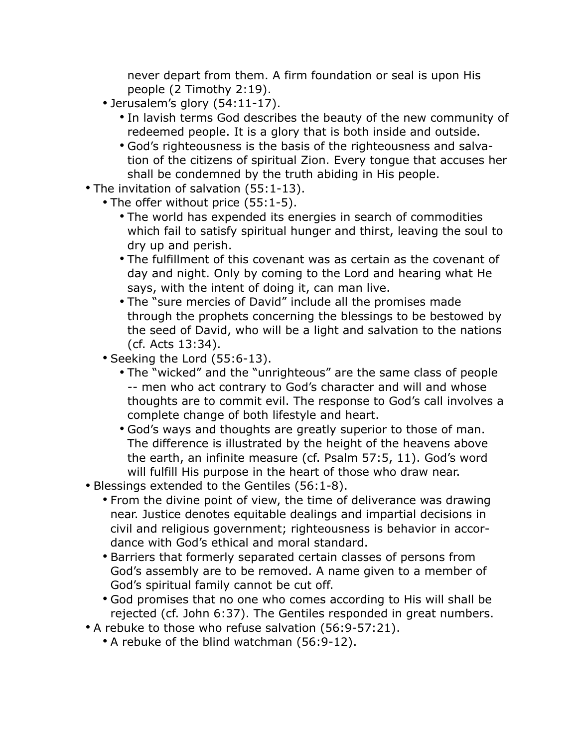never depart from them. A firm foundation or seal is upon His people (2 Timothy 2:19).

- Jerusalem's glory (54:11-17).
    - In lavish terms God describes the beauty of the new community of redeemed people. It is a glory that is both inside and outside.
    - God's righteousness is the basis of the righteousness and salvation of the citizens of spiritual Zion. Every tongue that accuses her shall be condemned by the truth abiding in His people.
- The invitation of salvation (55:1-13).
    - The offer without price (55:1-5).
        - The world has expended its energies in search of commodities which fail to satisfy spiritual hunger and thirst, leaving the soul to dry up and perish.
        - The fulfillment of this covenant was as certain as the covenant of day and night. Only by coming to the Lord and hearing what He says, with the intent of doing it, can man live.
        - The "sure mercies of David" include all the promises made through the prophets concerning the blessings to be bestowed by the seed of David, who will be a light and salvation to the nations (cf. Acts 13:34).
    - Seeking the Lord (55:6-13).
        - The "wicked" and the "unrighteous" are the same class of people -- men who act contrary to God's character and will and whose thoughts are to commit evil. The response to God's call involves a complete change of both lifestyle and heart.
        - God's ways and thoughts are greatly superior to those of man. The difference is illustrated by the height of the heavens above the earth, an infinite measure (cf. Psalm 57:5, 11). God's word will fulfill His purpose in the heart of those who draw near.
- Blessings extended to the Gentiles (56:1-8).
    - From the divine point of view, the time of deliverance was drawing near. Justice denotes equitable dealings and impartial decisions in civil and religious government; righteousness is behavior in accordance with God's ethical and moral standard.
    - Barriers that formerly separated certain classes of persons from God's assembly are to be removed. A name given to a member of God's spiritual family cannot be cut off.
    - God promises that no one who comes according to His will shall be rejected (cf. John 6:37). The Gentiles responded in great numbers.
- A rebuke to those who refuse salvation (56:9-57:21).
    - A rebuke of the blind watchman (56:9-12).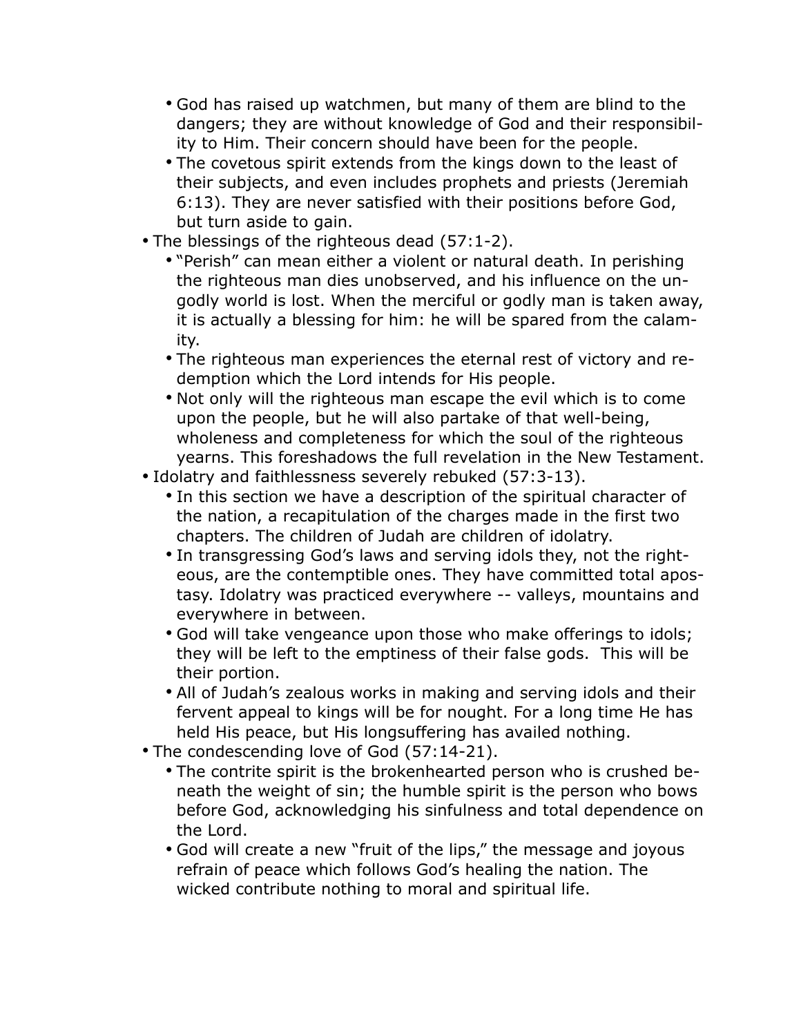- God has raised up watchmen, but many of them are blind to the dangers; they are without knowledge of God and their responsibility to Him. Their concern should have been for the people.
    - The covetous spirit extends from the kings down to the least of their subjects, and even includes prophets and priests (Jeremiah 6:13). They are never satisfied with their positions before God, but turn aside to gain.
- The blessings of the righteous dead (57:1-2).
    - "Perish" can mean either a violent or natural death. In perishing the righteous man dies unobserved, and his influence on the ungodly world is lost. When the merciful or godly man is taken away, it is actually a blessing for him: he will be spared from the calamity.
    - The righteous man experiences the eternal rest of victory and redemption which the Lord intends for His people.
    - Not only will the righteous man escape the evil which is to come upon the people, but he will also partake of that well-being, wholeness and completeness for which the soul of the righteous yearns. This foreshadows the full revelation in the New Testament.
- Idolatry and faithlessness severely rebuked (57:3-13).
    - In this section we have a description of the spiritual character of the nation, a recapitulation of the charges made in the first two chapters. The children of Judah are children of idolatry.
    - In transgressing God's laws and serving idols they, not the righteous, are the contemptible ones. They have committed total apostasy. Idolatry was practiced everywhere -- valleys, mountains and everywhere in between.
    - God will take vengeance upon those who make offerings to idols; they will be left to the emptiness of their false gods. This will be their portion.
    - All of Judah's zealous works in making and serving idols and their fervent appeal to kings will be for nought. For a long time He has held His peace, but His longsuffering has availed nothing.
- The condescending love of God (57:14-21).
    - The contrite spirit is the brokenhearted person who is crushed beneath the weight of sin; the humble spirit is the person who bows before God, acknowledging his sinfulness and total dependence on the Lord.
    - God will create a new "fruit of the lips," the message and joyous refrain of peace which follows God's healing the nation. The wicked contribute nothing to moral and spiritual life.